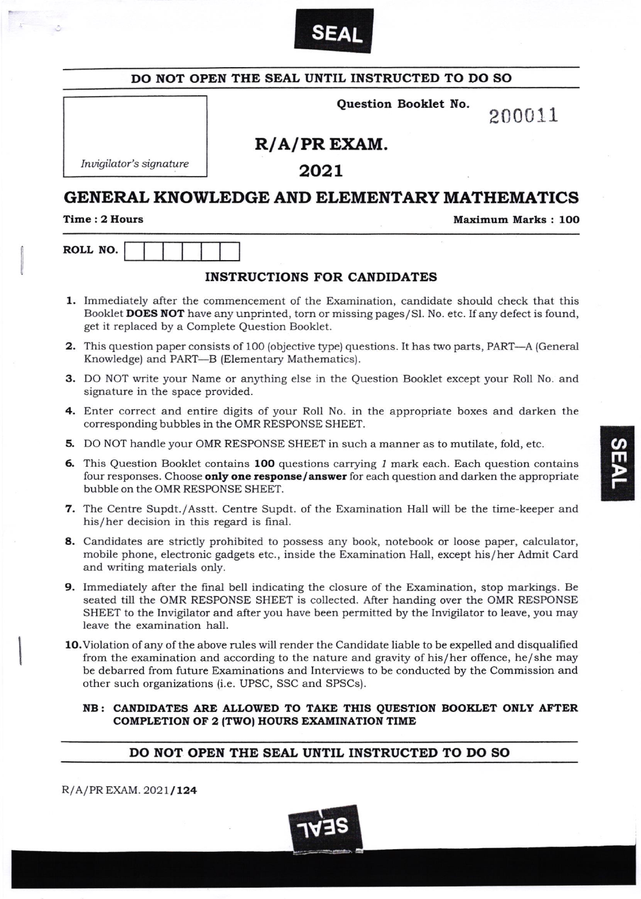SEAL

**DO NOT OPEN THE SEAL UNTIL INSTRUCTED TO DO SO**

*Invigilator's signature*

**Question Booklet No.** 200011

# R/A/PR EXAM.

# 2021

# GENERAL KNOWLEDGE AND ELEMENTARY MATHEMATICS

**Time : 2 Hours** **Maximum Marks : 100**

**ROLL NO.** | | | | | | |

## INSTRUCTIONS FOR CANDIDATES

1. Immediately after the commencement of the Examination, candidate should check that this Booklet **DOES NOT** have any unprinted, torn or missing pages/Sl. No. etc. If any defect is found, get it replaced by a Complete Question Booklet.
2. This question paper consists of 100 (objective type) questions. It has two parts, PART—A (General Knowledge) and PART—B (Elementary Mathematics).
3. DO NOT write your Name or anything else in the Question Booklet except your Roll No. and signature in the space provided.
4. Enter correct and entire digits of your Roll No. in the appropriate boxes and darken the corresponding bubbles in the OMR RESPONSE SHEET.
5. DO NOT handle your OMR RESPONSE SHEET in such a manner as to mutilate, fold, etc.
6. This Question Booklet contains **100** questions carrying *1* mark each. Each question contains four responses. Choose **only one response/answer** for each question and darken the appropriate bubble on the OMR RESPONSE SHEET.
7. The Centre Supdt./Asstt. Centre Supdt. of the Examination Hall will be the time-keeper and his/her decision in this regard is final.
8. Candidates are strictly prohibited to possess any book, notebook or loose paper, calculator, mobile phone, electronic gadgets etc., inside the Examination Hall, except his/her Admit Card and writing materials only.
9. Immediately after the final bell indicating the closure of the Examination, stop markings. Be seated till the OMR RESPONSE SHEET is collected. After handing over the OMR RESPONSE SHEET to the Invigilator and after you have been permitted by the Invigilator to leave, you may leave the examination hall.
10. Violation of any of the above rules will render the Candidate liable to be expelled and disqualified from the examination and according to the nature and gravity of his/her offence, he/she may be debarred from future Examinations and Interviews to be conducted by the Commission and other such organizations (i.e. UPSC, SSC and SPSCs).

**NB : CANDIDATES ARE ALLOWED TO TAKE THIS QUESTION BOOKLET ONLY AFTER COMPLETION OF 2 (TWO) HOURS EXAMINATION TIME**

**DO NOT OPEN THE SEAL UNTIL INSTRUCTED TO DO SO**

R/A/PR EXAM. 2021/**124**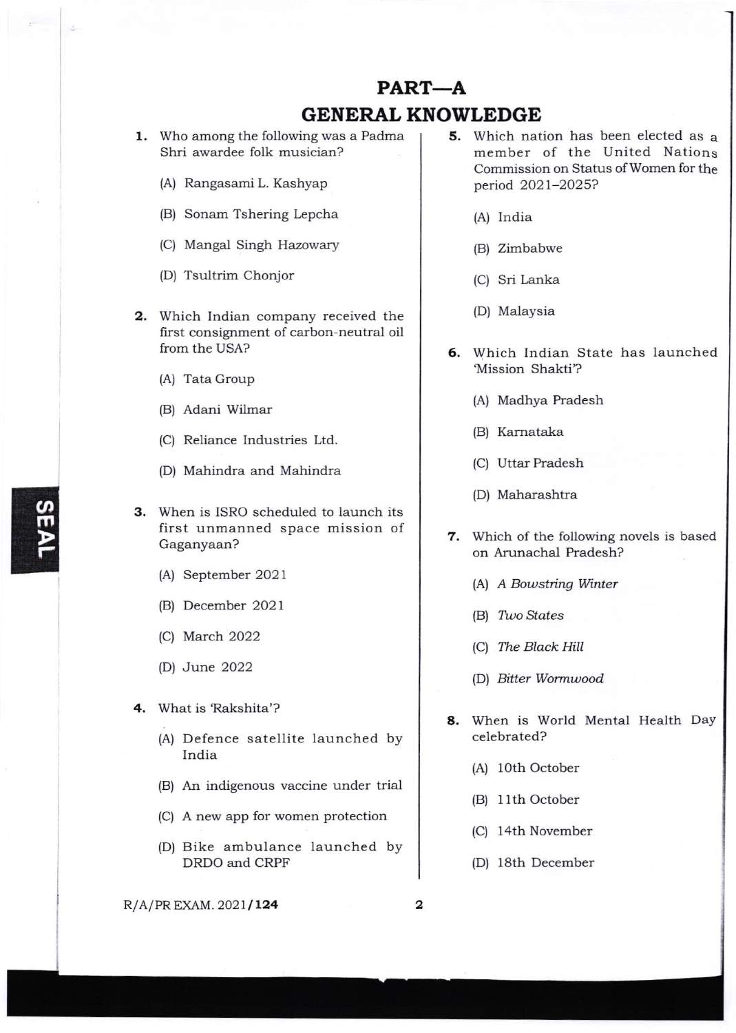# PART—A

## GENERAL KNOWLEDGE

**1.** Who among the following was a Padma Shri awardee folk musician?

(A) Rangasami L. Kashyap

(B) Sonam Tshering Lepcha

(C) Mangal Singh Hazowary

(D) Tsultrim Chonjor

**2.** Which Indian company received the first consignment of carbon-neutral oil from the USA?

(A) Tata Group

(B) Adani Wilmar

(C) Reliance Industries Ltd.

(D) Mahindra and Mahindra

**3.** When is ISRO scheduled to launch its first unmanned space mission of Gaganyaan?

(A) September 2021

(B) December 2021

(C) March 2022

(D) June 2022

**4.** What is 'Rakshita'?

(A) Defence satellite launched by India

(B) An indigenous vaccine under trial

(C) A new app for women protection

(D) Bike ambulance launched by DRDO and CRPF

**5.** Which nation has been elected as a member of the United Nations Commission on Status of Women for the period 2021–2025?

(A) India

(B) Zimbabwe

(C) Sri Lanka

(D) Malaysia

**6.** Which Indian State has launched 'Mission Shakti'?

(A) Madhya Pradesh

(B) Karnataka

(C) Uttar Pradesh

(D) Maharashtra

**7.** Which of the following novels is based on Arunachal Pradesh?

(A) *A Bowstring Winter*

(B) *Two States*

(C) *The Black Hill*

(D) *Bitter Wormwood*

**8.** When is World Mental Health Day celebrated?

(A) 10th October

(B) 11th October

(C) 14th November

(D) 18th December

R/A/PR EXAM. 2021/**124**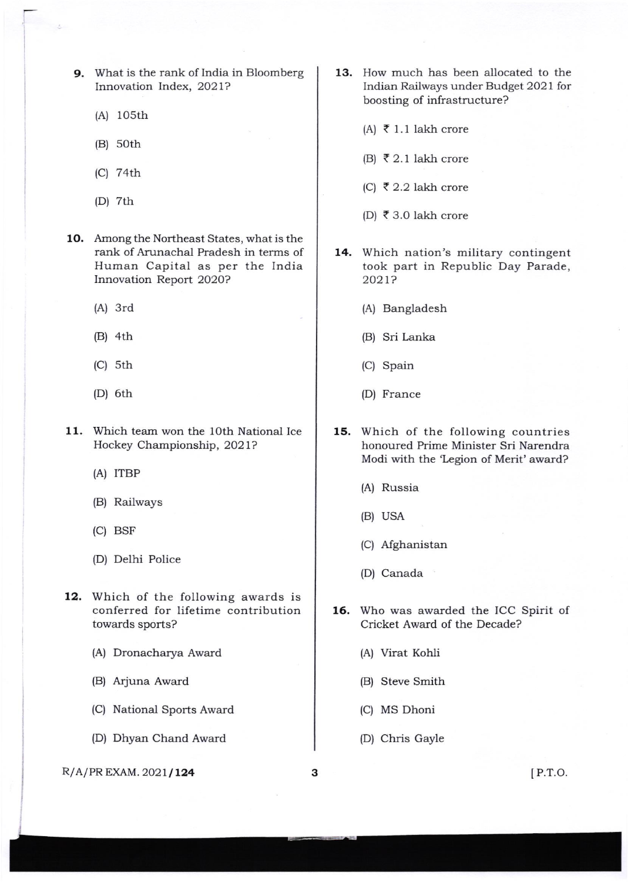9. What is the rank of India in Bloomberg Innovation Index, 2021?

(A) 105th

(B) 50th

(C) 74th

(D) 7th

10. Among the Northeast States, what is the rank of Arunachal Pradesh in terms of Human Capital as per the India Innovation Report 2020?

(A) 3rd

(B) 4th

(C) 5th

(D) 6th

11. Which team won the 10th National Ice Hockey Championship, 2021?

(A) ITBP

(B) Railways

(C) BSF

(D) Delhi Police

12. Which of the following awards is conferred for lifetime contribution towards sports?

(A) Dronacharya Award

(B) Arjuna Award

(C) National Sports Award

(D) Dhyan Chand Award

13. How much has been allocated to the Indian Railways under Budget 2021 for boosting of infrastructure?

(A) ₹ 1.1 lakh crore

(B) ₹ 2.1 lakh crore

(C) ₹ 2.2 lakh crore

(D) ₹ 3.0 lakh crore

14. Which nation's military contingent took part in Republic Day Parade, 2021?

(A) Bangladesh

(B) Sri Lanka

(C) Spain

(D) France

15. Which of the following countries honoured Prime Minister Sri Narendra Modi with the 'Legion of Merit' award?

(A) Russia

(B) USA

(C) Afghanistan

(D) Canada

16. Who was awarded the ICC Spirit of Cricket Award of the Decade?

(A) Virat Kohli

(B) Steve Smith

(C) MS Dhoni

(D) Chris Gayle

R/A/PR EXAM. 2021/**124**

[P.T.O.